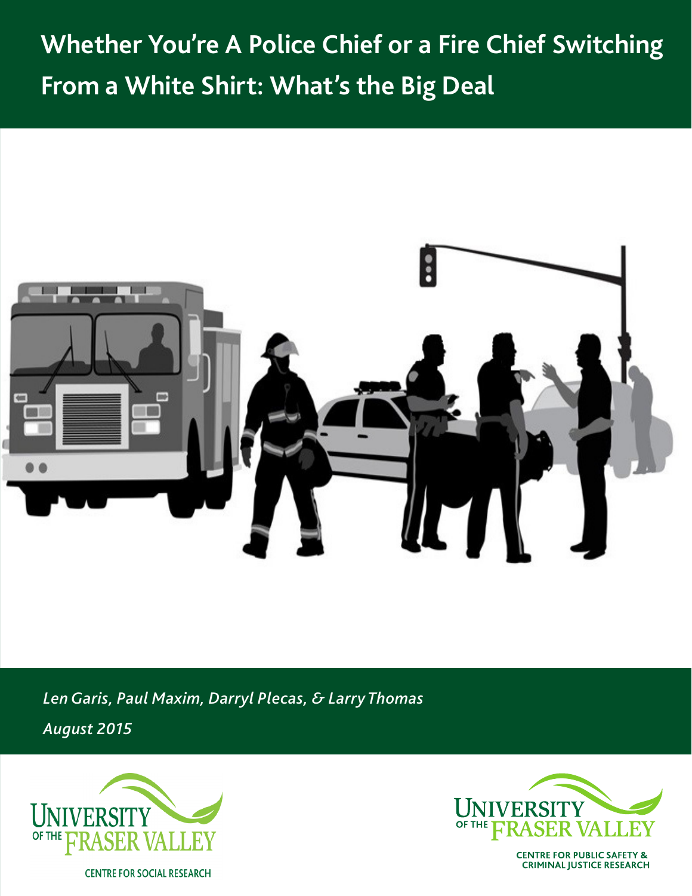# Whether You're A Police Chief or a Fire Chief Switching From a White Shirt: What's the Big Deal

*Len Garis, Paul Maxim, Darryl Plecas, & Larry Thomas*

*August 2015*

UNIVERSITY OF THE FRASER VALLEY

CENTRE FOR SOCIAL RESEARCH

UNIVERSITY OF THE FRASER VALLEY

CENTRE FOR PUBLIC SAFETY & CRIMINAL JUSTICE RESEARCH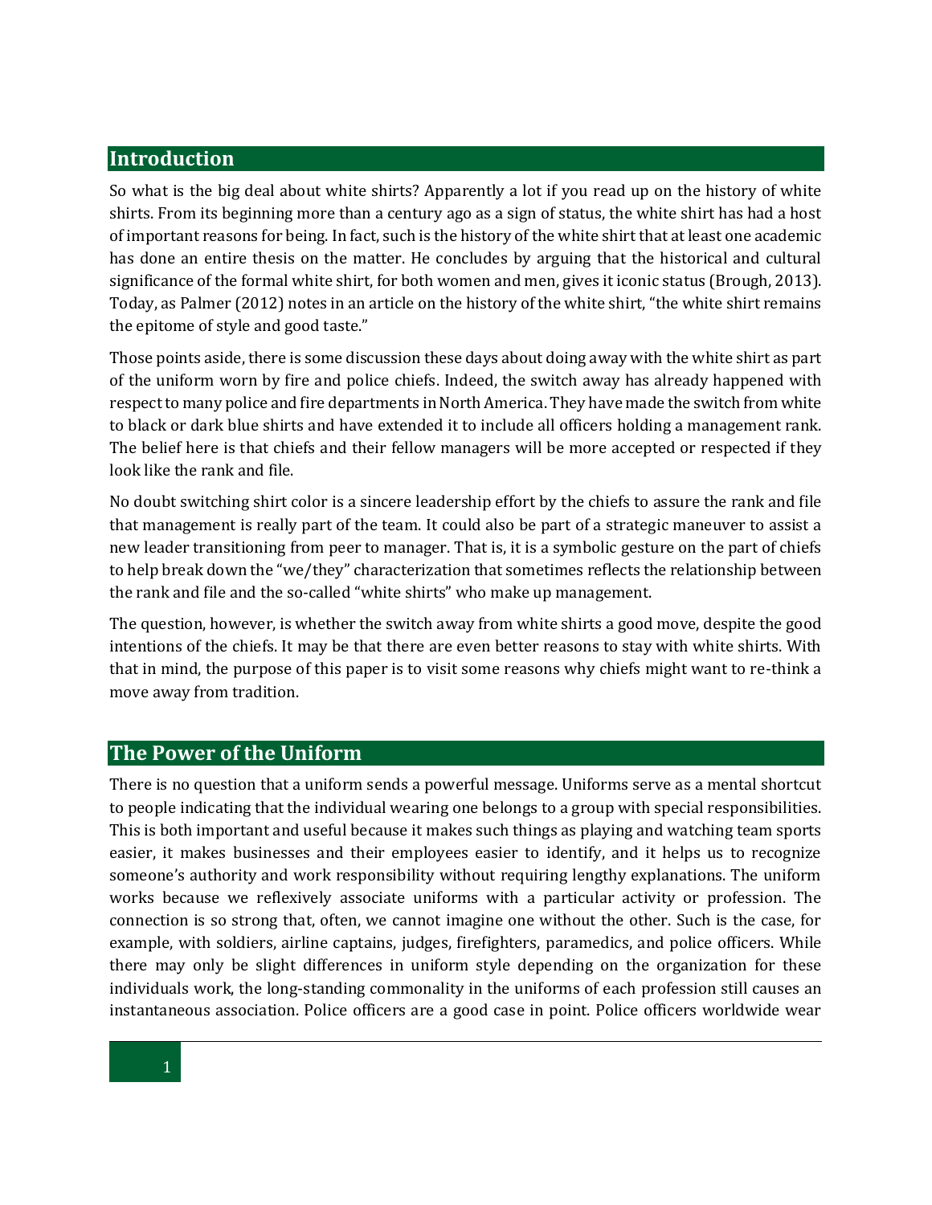## Introduction

So what is the big deal about white shirts? Apparently a lot if you read up on the history of white shirts. From its beginning more than a century ago as a sign of status, the white shirt has had a host of important reasons for being. In fact, such is the history of the white shirt that at least one academic has done an entire thesis on the matter. He concludes by arguing that the historical and cultural significance of the formal white shirt, for both women and men, gives it iconic status (Brough, 2013). Today, as Palmer (2012) notes in an article on the history of the white shirt, "the white shirt remains the epitome of style and good taste."

Those points aside, there is some discussion these days about doing away with the white shirt as part of the uniform worn by fire and police chiefs. Indeed, the switch away has already happened with respect to many police and fire departments in North America. They have made the switch from white to black or dark blue shirts and have extended it to include all officers holding a management rank. The belief here is that chiefs and their fellow managers will be more accepted or respected if they look like the rank and file.

No doubt switching shirt color is a sincere leadership effort by the chiefs to assure the rank and file that management is really part of the team. It could also be part of a strategic maneuver to assist a new leader transitioning from peer to manager. That is, it is a symbolic gesture on the part of chiefs to help break down the "we/they" characterization that sometimes reflects the relationship between the rank and file and the so-called "white shirts" who make up management.

The question, however, is whether the switch away from white shirts a good move, despite the good intentions of the chiefs. It may be that there are even better reasons to stay with white shirts. With that in mind, the purpose of this paper is to visit some reasons why chiefs might want to re-think a move away from tradition.

## The Power of the Uniform

There is no question that a uniform sends a powerful message. Uniforms serve as a mental shortcut to people indicating that the individual wearing one belongs to a group with special responsibilities. This is both important and useful because it makes such things as playing and watching team sports easier, it makes businesses and their employees easier to identify, and it helps us to recognize someone's authority and work responsibility without requiring lengthy explanations. The uniform works because we reflexively associate uniforms with a particular activity or profession. The connection is so strong that, often, we cannot imagine one without the other. Such is the case, for example, with soldiers, airline captains, judges, firefighters, paramedics, and police officers. While there may only be slight differences in uniform style depending on the organization for these individuals work, the long-standing commonality in the uniforms of each profession still causes an instantaneous association. Police officers are a good case in point. Police officers worldwide wear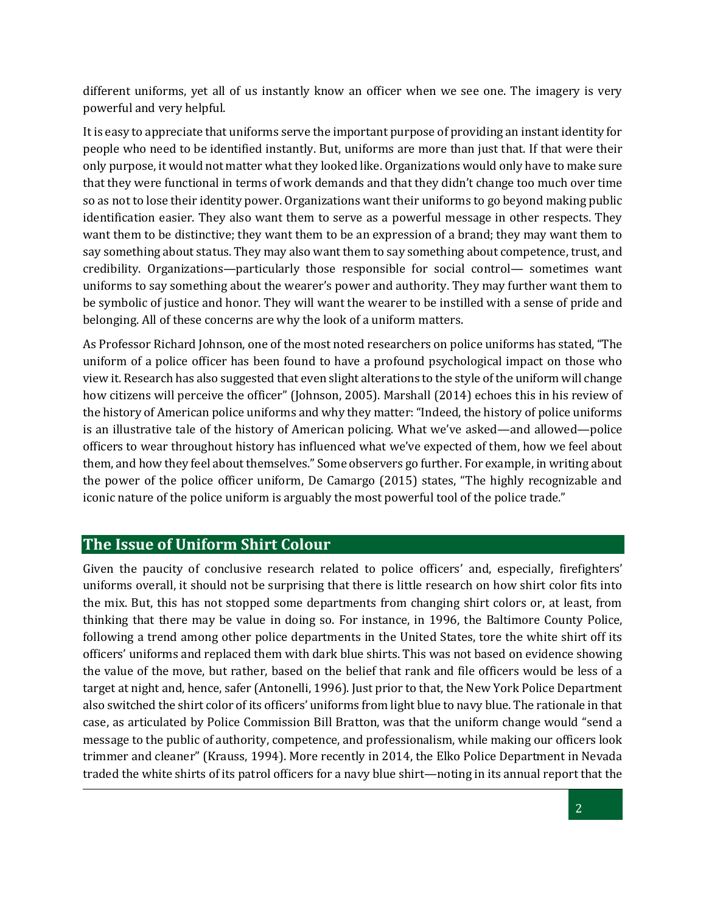different uniforms, yet all of us instantly know an officer when we see one. The imagery is very powerful and very helpful.

It is easy to appreciate that uniforms serve the important purpose of providing an instant identity for people who need to be identified instantly. But, uniforms are more than just that. If that were their only purpose, it would not matter what they looked like. Organizations would only have to make sure that they were functional in terms of work demands and that they didn't change too much over time so as not to lose their identity power. Organizations want their uniforms to go beyond making public identification easier. They also want them to serve as a powerful message in other respects. They want them to be distinctive; they want them to be an expression of a brand; they may want them to say something about status. They may also want them to say something about competence, trust, and credibility. Organizations—particularly those responsible for social control— sometimes want uniforms to say something about the wearer's power and authority. They may further want them to be symbolic of justice and honor. They will want the wearer to be instilled with a sense of pride and belonging. All of these concerns are why the look of a uniform matters.

As Professor Richard Johnson, one of the most noted researchers on police uniforms has stated, "The uniform of a police officer has been found to have a profound psychological impact on those who view it. Research has also suggested that even slight alterations to the style of the uniform will change how citizens will perceive the officer" (Johnson, 2005). Marshall (2014) echoes this in his review of the history of American police uniforms and why they matter: "Indeed, the history of police uniforms is an illustrative tale of the history of American policing. What we've asked—and allowed—police officers to wear throughout history has influenced what we've expected of them, how we feel about them, and how they feel about themselves." Some observers go further. For example, in writing about the power of the police officer uniform, De Camargo (2015) states, "The highly recognizable and iconic nature of the police uniform is arguably the most powerful tool of the police trade."

## The Issue of Uniform Shirt Colour

Given the paucity of conclusive research related to police officers' and, especially, firefighters' uniforms overall, it should not be surprising that there is little research on how shirt color fits into the mix. But, this has not stopped some departments from changing shirt colors or, at least, from thinking that there may be value in doing so. For instance, in 1996, the Baltimore County Police, following a trend among other police departments in the United States, tore the white shirt off its officers' uniforms and replaced them with dark blue shirts. This was not based on evidence showing the value of the move, but rather, based on the belief that rank and file officers would be less of a target at night and, hence, safer (Antonelli, 1996). Just prior to that, the New York Police Department also switched the shirt color of its officers' uniforms from light blue to navy blue. The rationale in that case, as articulated by Police Commission Bill Bratton, was that the uniform change would "send a message to the public of authority, competence, and professionalism, while making our officers look trimmer and cleaner" (Krauss, 1994). More recently in 2014, the Elko Police Department in Nevada traded the white shirts of its patrol officers for a navy blue shirt—noting in its annual report that the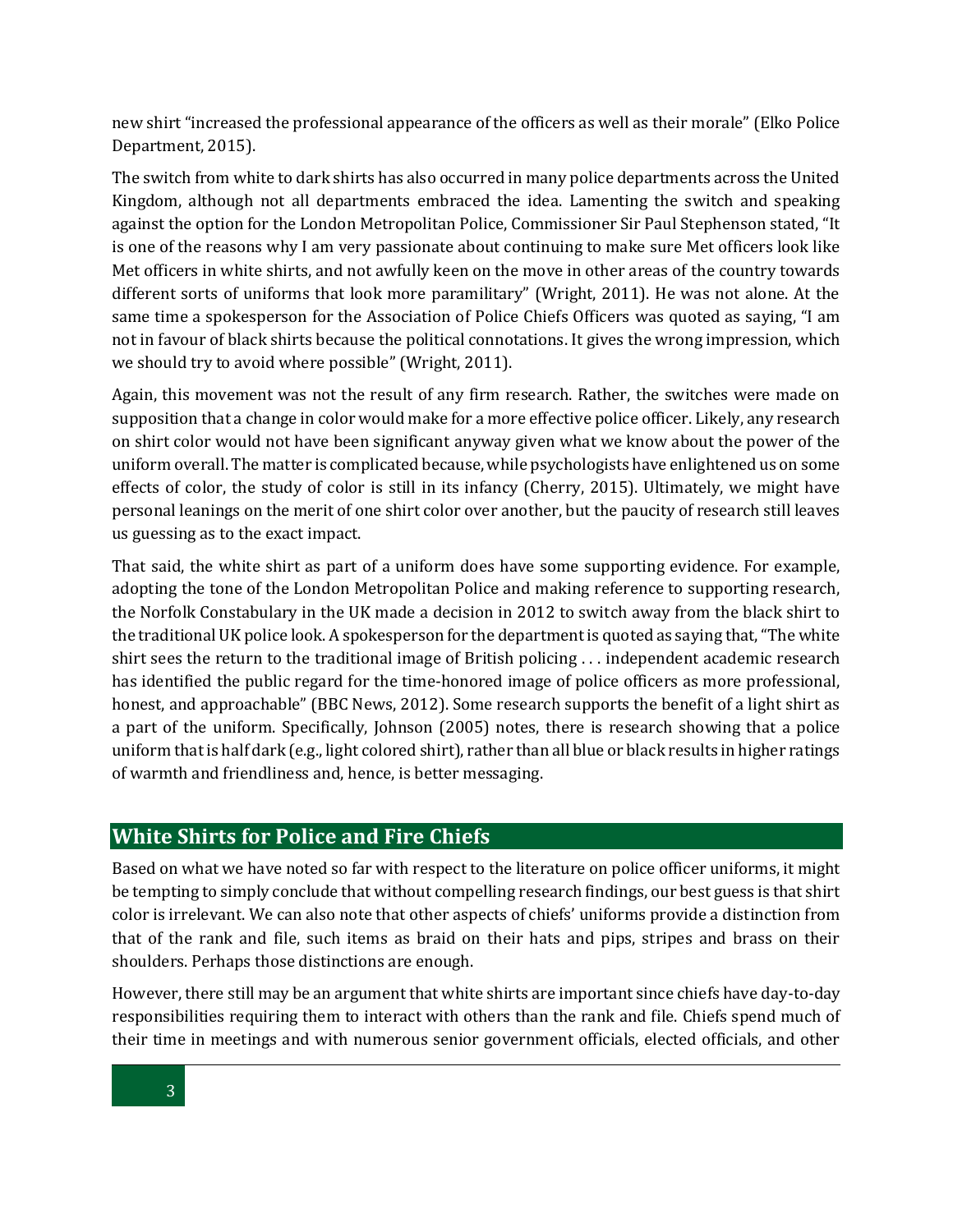new shirt "increased the professional appearance of the officers as well as their morale" (Elko Police Department, 2015).

The switch from white to dark shirts has also occurred in many police departments across the United Kingdom, although not all departments embraced the idea. Lamenting the switch and speaking against the option for the London Metropolitan Police, Commissioner Sir Paul Stephenson stated, "It is one of the reasons why I am very passionate about continuing to make sure Met officers look like Met officers in white shirts, and not awfully keen on the move in other areas of the country towards different sorts of uniforms that look more paramilitary" (Wright, 2011). He was not alone. At the same time a spokesperson for the Association of Police Chiefs Officers was quoted as saying, "I am not in favour of black shirts because the political connotations. It gives the wrong impression, which we should try to avoid where possible" (Wright, 2011).

Again, this movement was not the result of any firm research. Rather, the switches were made on supposition that a change in color would make for a more effective police officer. Likely, any research on shirt color would not have been significant anyway given what we know about the power of the uniform overall. The matter is complicated because, while psychologists have enlightened us on some effects of color, the study of color is still in its infancy (Cherry, 2015). Ultimately, we might have personal leanings on the merit of one shirt color over another, but the paucity of research still leaves us guessing as to the exact impact.

That said, the white shirt as part of a uniform does have some supporting evidence. For example, adopting the tone of the London Metropolitan Police and making reference to supporting research, the Norfolk Constabulary in the UK made a decision in 2012 to switch away from the black shirt to the traditional UK police look. A spokesperson for the department is quoted as saying that, "The white shirt sees the return to the traditional image of British policing . . . independent academic research has identified the public regard for the time-honored image of police officers as more professional, honest, and approachable" (BBC News, 2012). Some research supports the benefit of a light shirt as a part of the uniform. Specifically, Johnson (2005) notes, there is research showing that a police uniform that is half dark (e.g., light colored shirt), rather than all blue or black results in higher ratings of warmth and friendliness and, hence, is better messaging.

## White Shirts for Police and Fire Chiefs

Based on what we have noted so far with respect to the literature on police officer uniforms, it might be tempting to simply conclude that without compelling research findings, our best guess is that shirt color is irrelevant. We can also note that other aspects of chiefs' uniforms provide a distinction from that of the rank and file, such items as braid on their hats and pips, stripes and brass on their shoulders. Perhaps those distinctions are enough.

However, there still may be an argument that white shirts are important since chiefs have day-to-day responsibilities requiring them to interact with others than the rank and file. Chiefs spend much of their time in meetings and with numerous senior government officials, elected officials, and other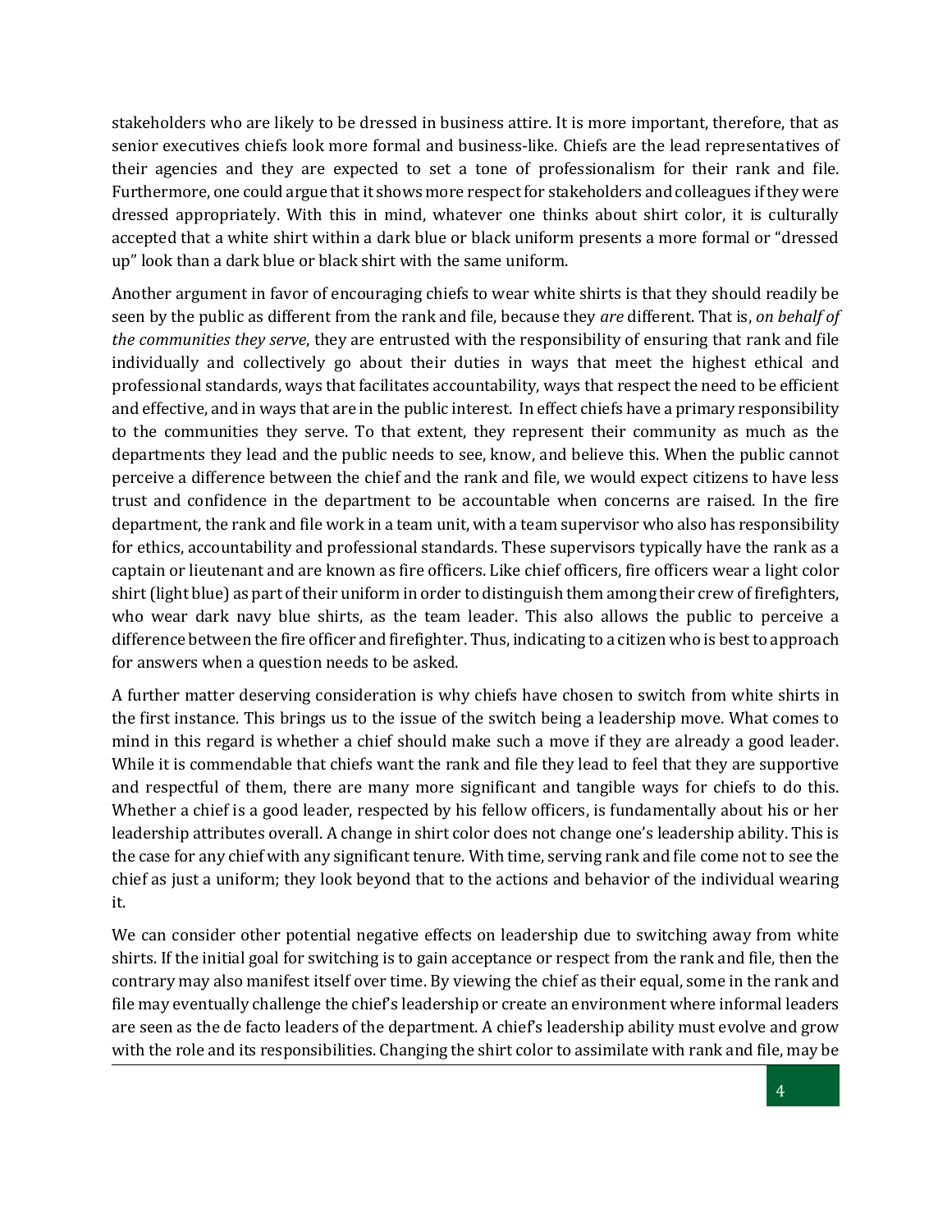stakeholders who are likely to be dressed in business attire. It is more important, therefore, that as senior executives chiefs look more formal and business-like. Chiefs are the lead representatives of their agencies and they are expected to set a tone of professionalism for their rank and file. Furthermore, one could argue that it shows more respect for stakeholders and colleagues if they were dressed appropriately. With this in mind, whatever one thinks about shirt color, it is culturally accepted that a white shirt within a dark blue or black uniform presents a more formal or "dressed up" look than a dark blue or black shirt with the same uniform.

Another argument in favor of encouraging chiefs to wear white shirts is that they should readily be seen by the public as different from the rank and file, because they *are* different. That is, *on behalf of the communities they serve*, they are entrusted with the responsibility of ensuring that rank and file individually and collectively go about their duties in ways that meet the highest ethical and professional standards, ways that facilitates accountability, ways that respect the need to be efficient and effective, and in ways that are in the public interest. In effect chiefs have a primary responsibility to the communities they serve. To that extent, they represent their community as much as the departments they lead and the public needs to see, know, and believe this. When the public cannot perceive a difference between the chief and the rank and file, we would expect citizens to have less trust and confidence in the department to be accountable when concerns are raised. In the fire department, the rank and file work in a team unit, with a team supervisor who also has responsibility for ethics, accountability and professional standards. These supervisors typically have the rank as a captain or lieutenant and are known as fire officers. Like chief officers, fire officers wear a light color shirt (light blue) as part of their uniform in order to distinguish them among their crew of firefighters, who wear dark navy blue shirts, as the team leader. This also allows the public to perceive a difference between the fire officer and firefighter. Thus, indicating to a citizen who is best to approach for answers when a question needs to be asked.

A further matter deserving consideration is why chiefs have chosen to switch from white shirts in the first instance. This brings us to the issue of the switch being a leadership move. What comes to mind in this regard is whether a chief should make such a move if they are already a good leader. While it is commendable that chiefs want the rank and file they lead to feel that they are supportive and respectful of them, there are many more significant and tangible ways for chiefs to do this. Whether a chief is a good leader, respected by his fellow officers, is fundamentally about his or her leadership attributes overall. A change in shirt color does not change one's leadership ability. This is the case for any chief with any significant tenure. With time, serving rank and file come not to see the chief as just a uniform; they look beyond that to the actions and behavior of the individual wearing it.

We can consider other potential negative effects on leadership due to switching away from white shirts. If the initial goal for switching is to gain acceptance or respect from the rank and file, then the contrary may also manifest itself over time. By viewing the chief as their equal, some in the rank and file may eventually challenge the chief's leadership or create an environment where informal leaders are seen as the de facto leaders of the department. A chief's leadership ability must evolve and grow with the role and its responsibilities. Changing the shirt color to assimilate with rank and file, may be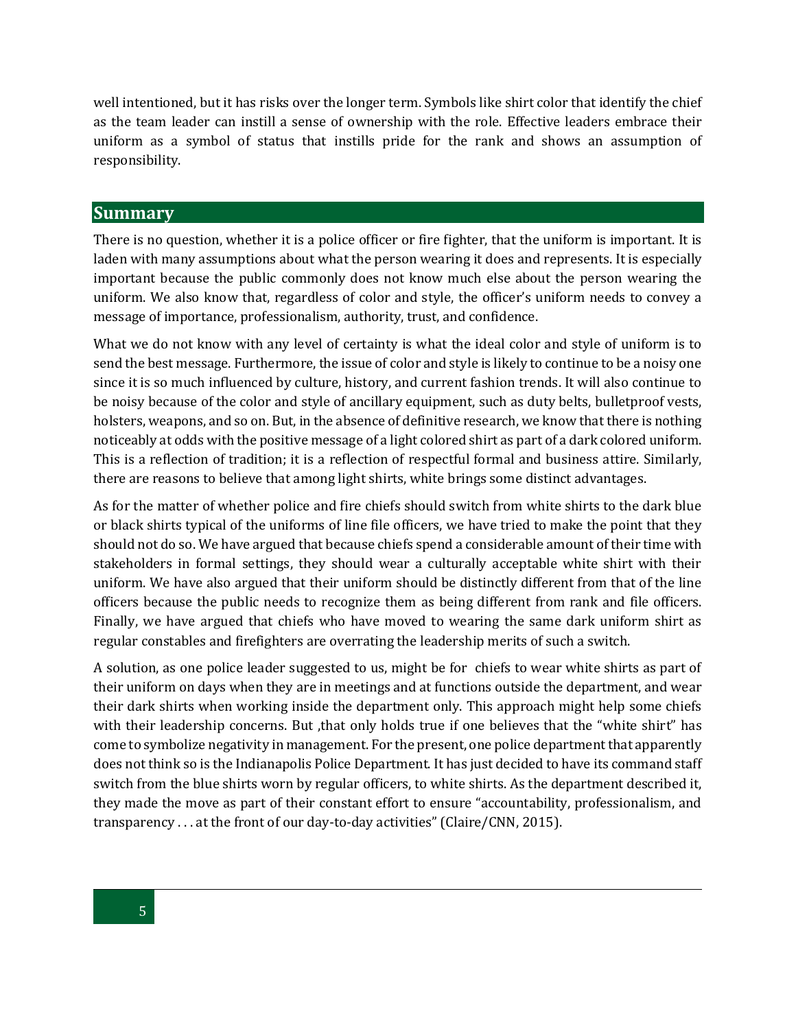well intentioned, but it has risks over the longer term. Symbols like shirt color that identify the chief as the team leader can instill a sense of ownership with the role. Effective leaders embrace their uniform as a symbol of status that instills pride for the rank and shows an assumption of responsibility.

## Summary

There is no question, whether it is a police officer or fire fighter, that the uniform is important. It is laden with many assumptions about what the person wearing it does and represents. It is especially important because the public commonly does not know much else about the person wearing the uniform. We also know that, regardless of color and style, the officer's uniform needs to convey a message of importance, professionalism, authority, trust, and confidence.

What we do not know with any level of certainty is what the ideal color and style of uniform is to send the best message. Furthermore, the issue of color and style is likely to continue to be a noisy one since it is so much influenced by culture, history, and current fashion trends. It will also continue to be noisy because of the color and style of ancillary equipment, such as duty belts, bulletproof vests, holsters, weapons, and so on. But, in the absence of definitive research, we know that there is nothing noticeably at odds with the positive message of a light colored shirt as part of a dark colored uniform. This is a reflection of tradition; it is a reflection of respectful formal and business attire. Similarly, there are reasons to believe that among light shirts, white brings some distinct advantages.

As for the matter of whether police and fire chiefs should switch from white shirts to the dark blue or black shirts typical of the uniforms of line file officers, we have tried to make the point that they should not do so. We have argued that because chiefs spend a considerable amount of their time with stakeholders in formal settings, they should wear a culturally acceptable white shirt with their uniform. We have also argued that their uniform should be distinctly different from that of the line officers because the public needs to recognize them as being different from rank and file officers. Finally, we have argued that chiefs who have moved to wearing the same dark uniform shirt as regular constables and firefighters are overrating the leadership merits of such a switch.

A solution, as one police leader suggested to us, might be for chiefs to wear white shirts as part of their uniform on days when they are in meetings and at functions outside the department, and wear their dark shirts when working inside the department only. This approach might help some chiefs with their leadership concerns. But ,that only holds true if one believes that the "white shirt" has come to symbolize negativity in management. For the present, one police department that apparently does not think so is the Indianapolis Police Department. It has just decided to have its command staff switch from the blue shirts worn by regular officers, to white shirts. As the department described it, they made the move as part of their constant effort to ensure "accountability, professionalism, and transparency . . . at the front of our day-to-day activities" (Claire/CNN, 2015).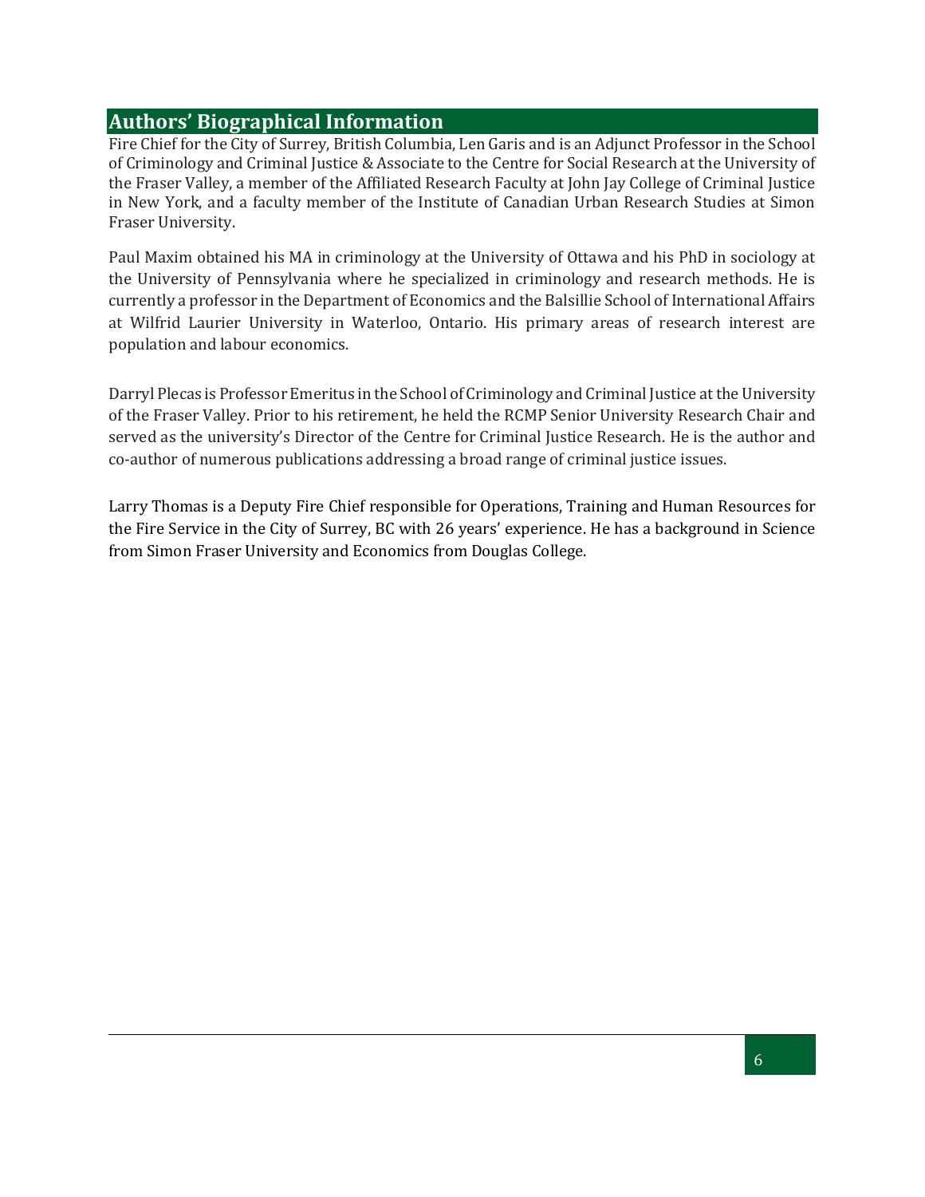## Authors' Biographical Information

Fire Chief for the City of Surrey, British Columbia, Len Garis and is an Adjunct Professor in the School of Criminology and Criminal Justice & Associate to the Centre for Social Research at the University of the Fraser Valley, a member of the Affiliated Research Faculty at John Jay College of Criminal Justice in New York, and a faculty member of the Institute of Canadian Urban Research Studies at Simon Fraser University.

Paul Maxim obtained his MA in criminology at the University of Ottawa and his PhD in sociology at the University of Pennsylvania where he specialized in criminology and research methods. He is currently a professor in the Department of Economics and the Balsillie School of International Affairs at Wilfrid Laurier University in Waterloo, Ontario. His primary areas of research interest are population and labour economics.

Darryl Plecas is Professor Emeritus in the School of Criminology and Criminal Justice at the University of the Fraser Valley. Prior to his retirement, he held the RCMP Senior University Research Chair and served as the university's Director of the Centre for Criminal Justice Research. He is the author and co-author of numerous publications addressing a broad range of criminal justice issues.

Larry Thomas is a Deputy Fire Chief responsible for Operations, Training and Human Resources for the Fire Service in the City of Surrey, BC with 26 years' experience. He has a background in Science from Simon Fraser University and Economics from Douglas College.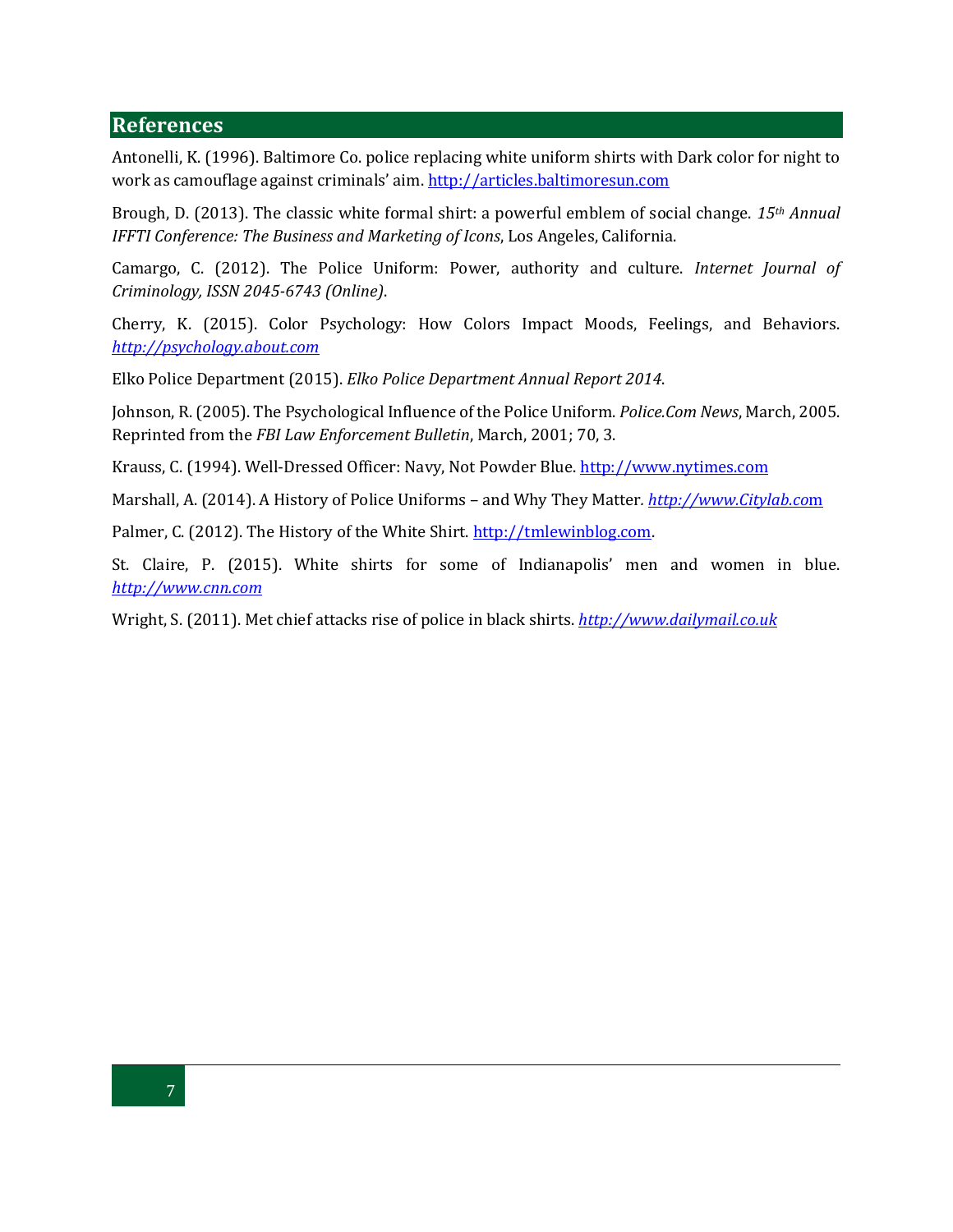## References

Antonelli, K. (1996). Baltimore Co. police replacing white uniform shirts with Dark color for night to work as camouflage against criminals' aim. http://articles.baltimoresun.com

Brough, D. (2013). The classic white formal shirt: a powerful emblem of social change. *15th Annual IFFTI Conference: The Business and Marketing of Icons*, Los Angeles, California.

Camargo, C. (2012). The Police Uniform: Power, authority and culture. *Internet Journal of Criminology, ISSN 2045-6743 (Online)*.

Cherry, K. (2015). Color Psychology: How Colors Impact Moods, Feelings, and Behaviors. *http://psychology.about.com*

Elko Police Department (2015). *Elko Police Department Annual Report 2014*.

Johnson, R. (2005). The Psychological Influence of the Police Uniform. *Police.Com News*, March, 2005. Reprinted from the *FBI Law Enforcement Bulletin*, March, 2001; 70, 3.

Krauss, C. (1994). Well-Dressed Officer: Navy, Not Powder Blue. http://www.nytimes.com

Marshall, A. (2014). A History of Police Uniforms – and Why They Matter. *http://www.Citylab.com*

Palmer, C. (2012). The History of the White Shirt. http://tmlewinblog.com.

St. Claire, P. (2015). White shirts for some of Indianapolis' men and women in blue. *http://www.cnn.com*

Wright, S. (2011). Met chief attacks rise of police in black shirts. *http://www.dailymail.co.uk*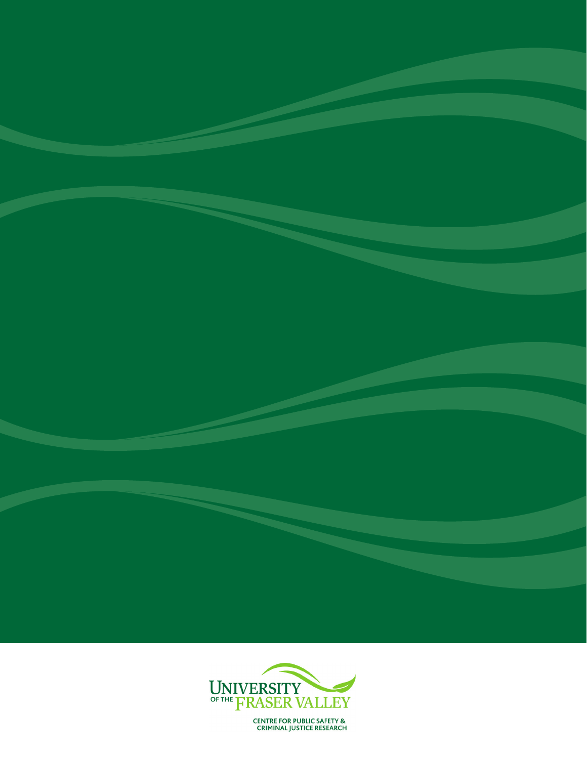UNIVERSITY OF THE FRASER VALLEY

CENTRE FOR PUBLIC SAFETY & CRIMINAL JUSTICE RESEARCH